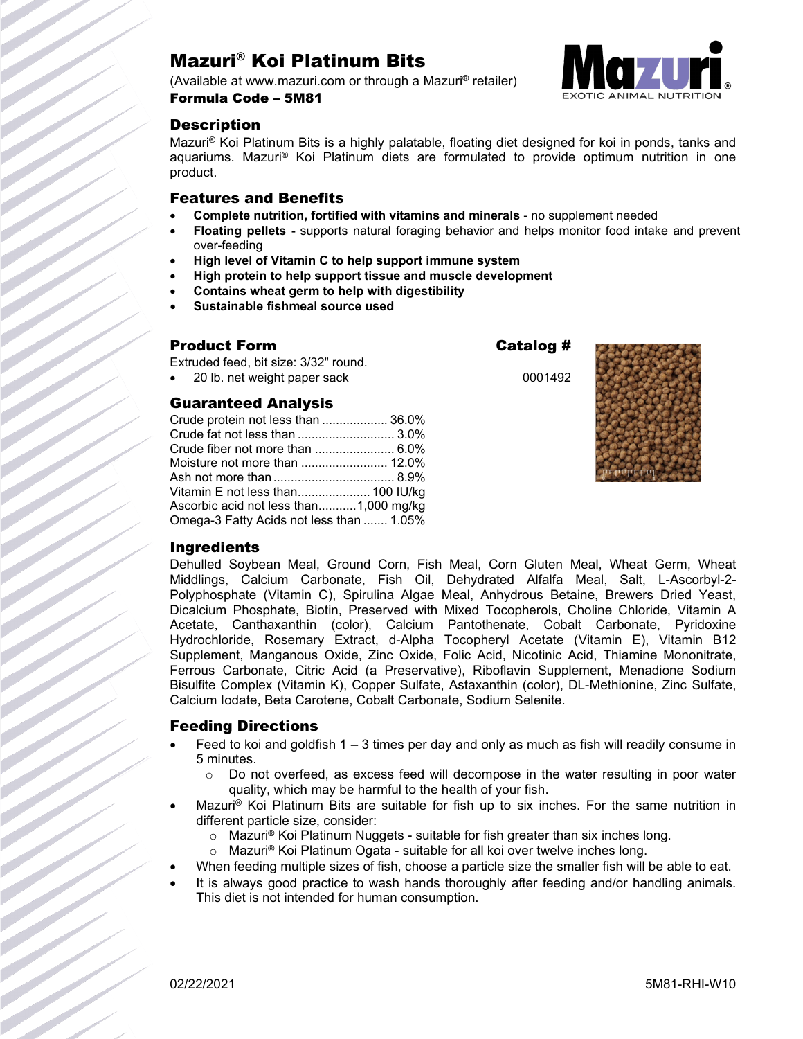# Mazuri® Koi Platinum Bits

(Available at www.mazuri.com or through a Mazuri® retailer)

**Formula Code – 5M81**

## Description

Mazuri® Koi Platinum Bits is a highly palatable, floating diet designed for koi in ponds, tanks and aquariums. Mazuri® Koi Platinum diets are formulated to provide optimum nutrition in one product.

## Features and Benefits

- **Complete nutrition, fortified with vitamins and minerals** - no supplement needed
- **Floating pellets -** supports natural foraging behavior and helps monitor food intake and prevent over-feeding
- **High level of Vitamin C to help support immune system**
- **High protein to help support tissue and muscle development**
- **Contains wheat germ to help with digestibility**
- **Sustainable fishmeal source used**

## Product Form

Extruded feed, bit size: 3/32" round.

| Product Form | Catalog # |
|---|---|
| 20 lb. net weight paper sack | 0001492 |

## Guaranteed Analysis

| | |
|---|---|
| Crude protein not less than | 36.0% |
| Crude fat not less than | 3.0% |
| Crude fiber not more than | 6.0% |
| Moisture not more than | 12.0% |
| Ash not more than | 8.9% |
| Vitamin E not less than | 100 IU/kg |
| Ascorbic acid not less than | 1,000 mg/kg |
| Omega-3 Fatty Acids not less than | 1.05% |

## Ingredients

Dehulled Soybean Meal, Ground Corn, Fish Meal, Corn Gluten Meal, Wheat Germ, Wheat Middlings, Calcium Carbonate, Fish Oil, Dehydrated Alfalfa Meal, Salt, L-Ascorbyl-2-Polyphosphate (Vitamin C), Spirulina Algae Meal, Anhydrous Betaine, Brewers Dried Yeast, Dicalcium Phosphate, Biotin, Preserved with Mixed Tocopherols, Choline Chloride, Vitamin A Acetate, Canthaxanthin (color), Calcium Pantothenate, Cobalt Carbonate, Pyridoxine Hydrochloride, Rosemary Extract, d-Alpha Tocopheryl Acetate (Vitamin E), Vitamin B12 Supplement, Manganous Oxide, Zinc Oxide, Folic Acid, Nicotinic Acid, Thiamine Mononitrate, Ferrous Carbonate, Citric Acid (a Preservative), Riboflavin Supplement, Menadione Sodium Bisulfite Complex (Vitamin K), Copper Sulfate, Astaxanthin (color), DL-Methionine, Zinc Sulfate, Calcium Iodate, Beta Carotene, Cobalt Carbonate, Sodium Selenite.

## Feeding Directions

- Feed to koi and goldfish 1 – 3 times per day and only as much as fish will readily consume in 5 minutes.
  - Do not overfeed, as excess feed will decompose in the water resulting in poor water quality, which may be harmful to the health of your fish.
- Mazuri® Koi Platinum Bits are suitable for fish up to six inches. For the same nutrition in different particle size, consider:
  - Mazuri® Koi Platinum Nuggets - suitable for fish greater than six inches long.
  - Mazuri® Koi Platinum Ogata - suitable for all koi over twelve inches long.
- When feeding multiple sizes of fish, choose a particle size the smaller fish will be able to eat.
- It is always good practice to wash hands thoroughly after feeding and/or handling animals. This diet is not intended for human consumption.

02/22/2021 5M81-RHI-W10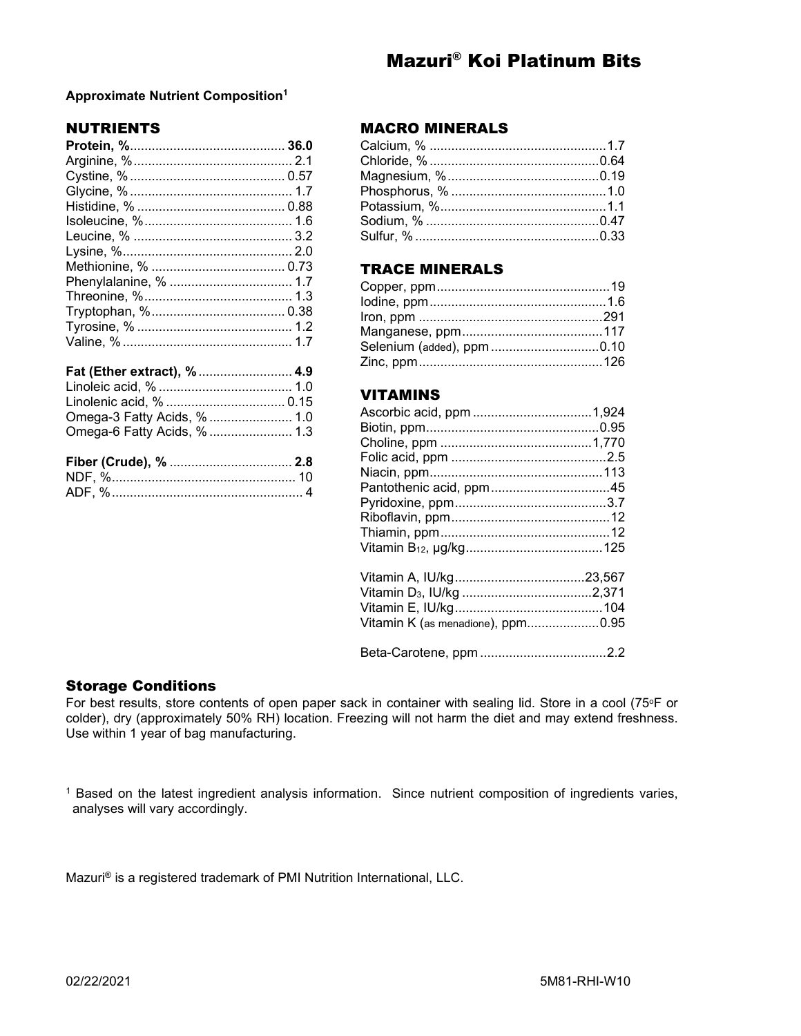# Mazuri® Koi Platinum Bits

**Approximate Nutrient Composition**[1]

## NUTRIENTS

| | |
|---|---|
| **Protein, %** | **36.0** |
| Arginine, % | 2.1 |
| Cystine, % | 0.57 |
| Glycine, % | 1.7 |
| Histidine, % | 0.88 |
| Isoleucine, % | 1.6 |
| Leucine, % | 3.2 |
| Lysine, % | 2.0 |
| Methionine, % | 0.73 |
| Phenylalanine, % | 1.7 |
| Threonine, % | 1.3 |
| Tryptophan, % | 0.38 |
| Tyrosine, % | 1.2 |
| Valine, % | 1.7 |

| | |
|---|---|
| **Fat (Ether extract), %** | **4.9** |
| Linoleic acid, % | 1.0 |
| Linolenic acid, % | 0.15 |
| Omega-3 Fatty Acids, % | 1.0 |
| Omega-6 Fatty Acids, % | 1.3 |

| | |
|---|---|
| **Fiber (Crude), %** | **2.8** |
| NDF, % | 10 |
| ADF, % | 4 |

## MACRO MINERALS

| | |
|---|---|
| Calcium, % | 1.7 |
| Chloride, % | 0.64 |
| Magnesium, % | 0.19 |
| Phosphorus, % | 1.0 |
| Potassium, % | 1.1 |
| Sodium, % | 0.47 |
| Sulfur, % | 0.33 |

## TRACE MINERALS

| | |
|---|---|
| Copper, ppm | 19 |
| Iodine, ppm | 1.6 |
| Iron, ppm | 291 |
| Manganese, ppm | 117 |
| Selenium (added), ppm | 0.10 |
| Zinc, ppm | 126 |

## VITAMINS

| | |
|---|---|
| Ascorbic acid, ppm | 1,924 |
| Biotin, ppm | 0.95 |
| Choline, ppm | 1,770 |
| Folic acid, ppm | 2.5 |
| Niacin, ppm | 113 |
| Pantothenic acid, ppm | 45 |
| Pyridoxine, ppm | 3.7 |
| Riboflavin, ppm | 12 |
| Thiamin, ppm | 12 |
| Vitamin $B_{12}$, µg/kg | 125 |

| | |
|---|---|
| Vitamin A, IU/kg | 23,567 |
| Vitamin $D_3$, IU/kg | 2,371 |
| Vitamin E, IU/kg | 104 |
| Vitamin K (as menadione), ppm | 0.95 |

| | |
|---|---|
| Beta-Carotene, ppm | 2.2 |

## Storage Conditions

For best results, store contents of open paper sack in container with sealing lid. Store in a cool (75°F or colder), dry (approximately 50% RH) location. Freezing will not harm the diet and may extend freshness. Use within 1 year of bag manufacturing.

[1] Based on the latest ingredient analysis information. Since nutrient composition of ingredients varies, analyses will vary accordingly.

Mazuri® is a registered trademark of PMI Nutrition International, LLC.

02/22/2021 5M81-RHI-W10